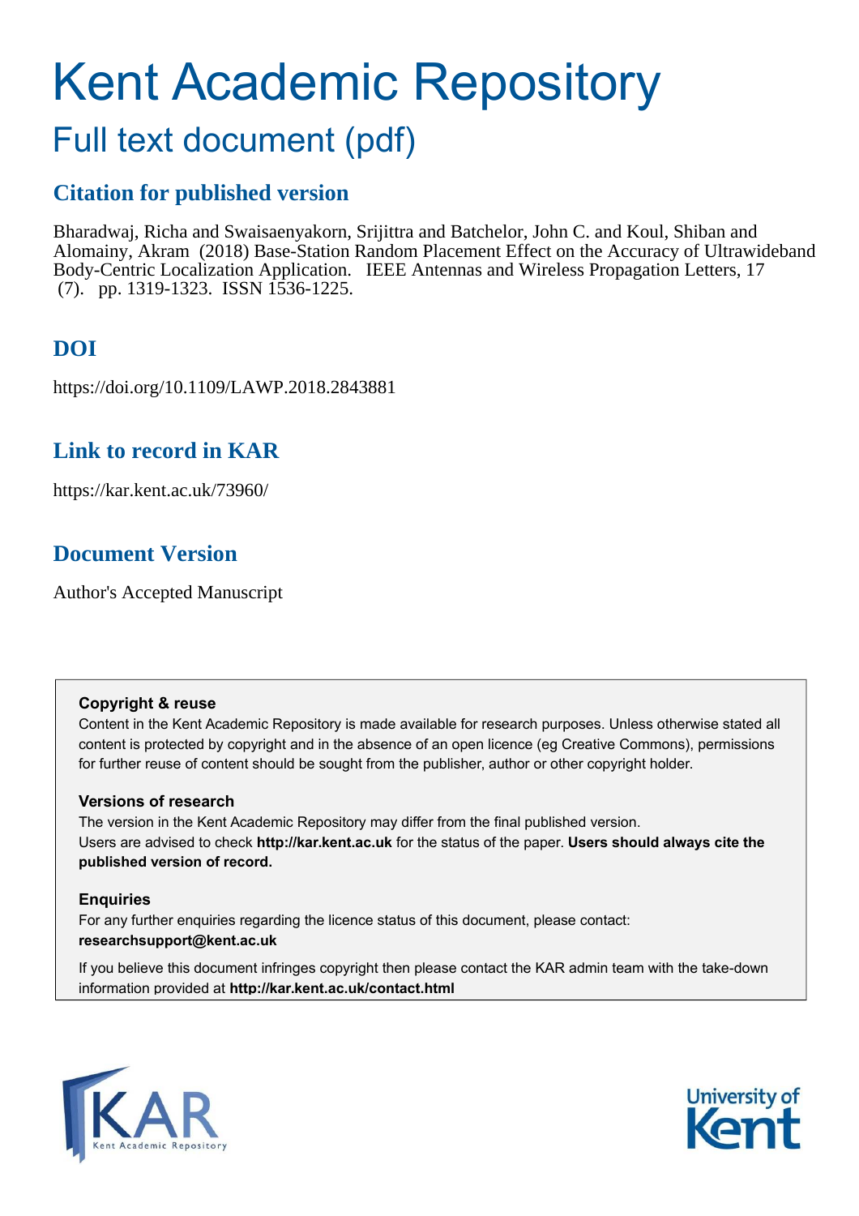# Kent Academic Repository

## Full text document (pdf)

### Citation for published version

Bharadwaj, Richa and Swaisaenyakorn, Srijittra and Batchelor, John C. and Koul, Shiban and Alomainy, Akram (2018) Base-Station Random Placement Effect on the Accuracy of Ultrawideband Body-Centric Localization Application. IEEE Antennas and Wireless Propagation Letters, 17 (7). pp. 1319-1323. ISSN 1536-1225.

### DOI

https://doi.org/10.1109/LAWP.2018.2843881

### Link to record in KAR

https://kar.kent.ac.uk/73960/

### Document Version

Author's Accepted Manuscript

**Copyright & reuse**

Content in the Kent Academic Repository is made available for research purposes. Unless otherwise stated all content is protected by copyright and in the absence of an open licence (eg Creative Commons), permissions for further reuse of content should be sought from the publisher, author or other copyright holder.

**Versions of research**

The version in the Kent Academic Repository may differ from the final published version. Users are advised to check **http://kar.kent.ac.uk** for the status of the paper. **Users should always cite the published version of record.**

**Enquiries**

For any further enquiries regarding the licence status of this document, please contact: **researchsupport@kent.ac.uk**

If you believe this document infringes copyright then please contact the KAR admin team with the take-down information provided at **http://kar.kent.ac.uk/contact.html**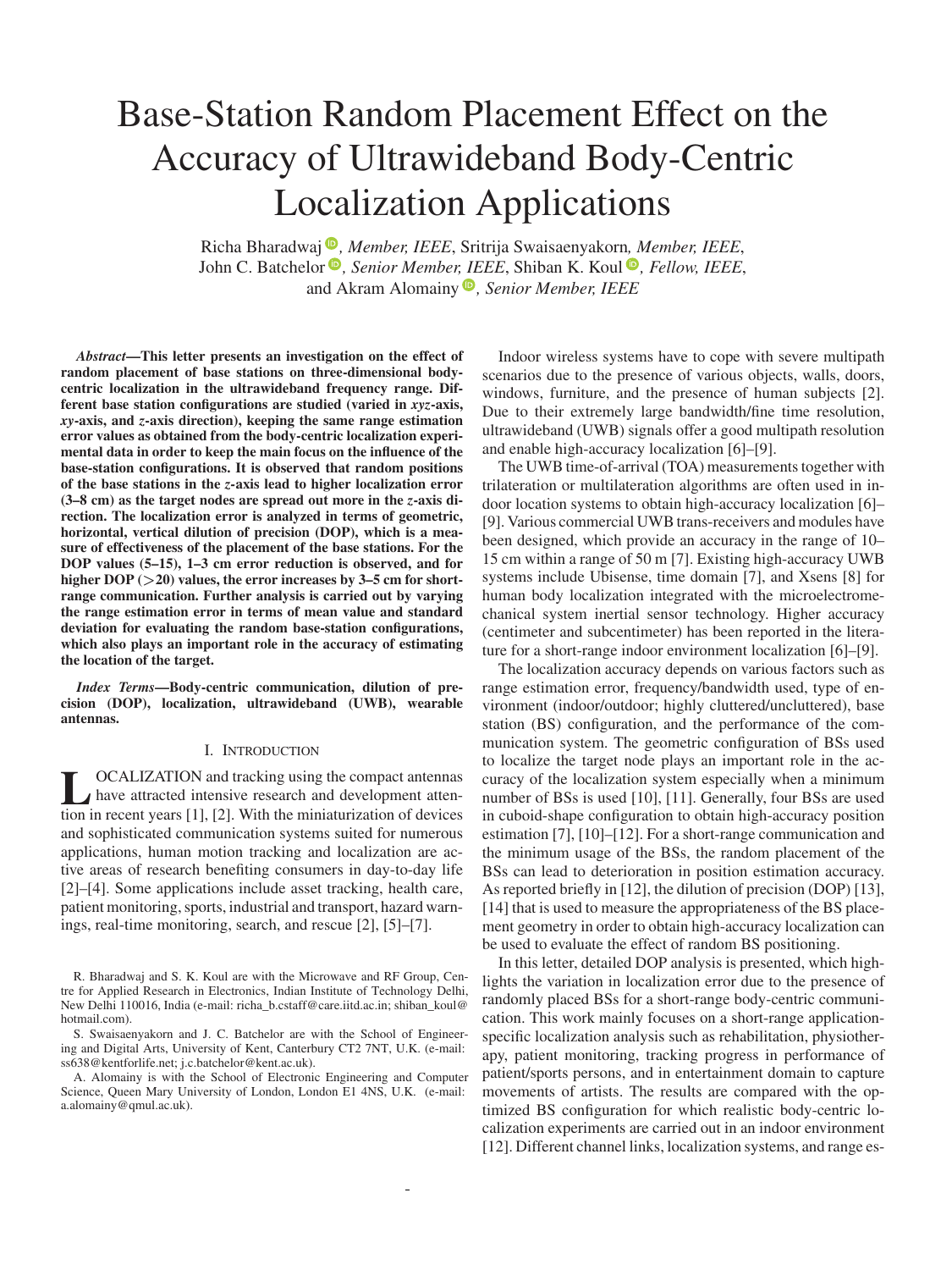# Base-Station Random Placement Effect on the Accuracy of Ultrawideband Body-Centric Localization Applications

Richa Bharadwaj, *Member, IEEE*, Sritrija Swaisaenyakorn, *Member, IEEE*, John C. Batchelor, *Senior Member, IEEE*, Shiban K. Koul, *Fellow, IEEE*, and Akram Alomainy, *Senior Member, IEEE*

***Abstract*—This letter presents an investigation on the effect of random placement of base stations on three-dimensional body-centric localization in the ultrawideband frequency range. Different base station configurations are studied (varied in *xyz*-axis, *xy*-axis, and *z*-axis direction), keeping the same range estimation error values as obtained from the body-centric localization experimental data in order to keep the main focus on the influence of the base-station configurations. It is observed that random positions of the base stations in the *z*-axis lead to higher localization error (3–8 cm) as the target nodes are spread out more in the *z*-axis direction. The localization error is analyzed in terms of geometric, horizontal, vertical dilution of precision (DOP), which is a measure of effectiveness of the placement of the base stations. For the DOP values (5–15), 1–3 cm error reduction is observed, and for higher DOP (>20) values, the error increases by 3–5 cm for short-range communication. Further analysis is carried out by varying the range estimation error in terms of mean value and standard deviation for evaluating the random base-station configurations, which also plays an important role in the accuracy of estimating the location of the target.**

***Index Terms*—Body-centric communication, dilution of precision (DOP), localization, ultrawideband (UWB), wearable antennas.**

## I. Introduction

LOCALIZATION and tracking using the compact antennas have attracted intensive research and development attention in recent years [1], [2]. With the miniaturization of devices and sophisticated communication systems suited for numerous applications, human motion tracking and localization are active areas of research benefiting consumers in day-to-day life [2]–[4]. Some applications include asset tracking, health care, patient monitoring, sports, industrial and transport, hazard warnings, real-time monitoring, search, and rescue [2], [5]–[7].

R. Bharadwaj and S. K. Koul are with the Microwave and RF Group, Centre for Applied Research in Electronics, Indian Institute of Technology Delhi, New Delhi 110016, India (e-mail: richa_b.cstaff@care.iitd.ac.in; shiban_koul@hotmail.com).

S. Swaisaenyakorn and J. C. Batchelor are with the School of Engineering and Digital Arts, University of Kent, Canterbury CT2 7NT, U.K. (e-mail: ss638@kentforlife.net; j.c.batchelor@kent.ac.uk).

A. Alomainy is with the School of Electronic Engineering and Computer Science, Queen Mary University of London, London E1 4NS, U.K. (e-mail: a.alomainy@qmul.ac.uk).

Indoor wireless systems have to cope with severe multipath scenarios due to the presence of various objects, walls, doors, windows, furniture, and the presence of human subjects [2]. Due to their extremely large bandwidth/fine time resolution, ultrawideband (UWB) signals offer a good multipath resolution and enable high-accuracy localization [6]–[9].

The UWB time-of-arrival (TOA) measurements together with trilateration or multilateration algorithms are often used in indoor location systems to obtain high-accuracy localization [6]–[9]. Various commercial UWB trans-receivers and modules have been designed, which provide an accuracy in the range of 10–15 cm within a range of 50 m [7]. Existing high-accuracy UWB systems include Ubisense, time domain [7], and Xsens [8] for human body localization integrated with the microelectromechanical system inertial sensor technology. Higher accuracy (centimeter and subcentimeter) has been reported in the literature for a short-range indoor environment localization [6]–[9].

The localization accuracy depends on various factors such as range estimation error, frequency/bandwidth used, type of environment (indoor/outdoor; highly cluttered/uncluttered), base station (BS) configuration, and the performance of the communication system. The geometric configuration of BSs used to localize the target node plays an important role in the accuracy of the localization system especially when a minimum number of BSs is used [10], [11]. Generally, four BSs are used in cuboid-shape configuration to obtain high-accuracy position estimation [7], [10]–[12]. For a short-range communication and the minimum usage of the BSs, the random placement of the BSs can lead to deterioration in position estimation accuracy. As reported briefly in [12], the dilution of precision (DOP) [13], [14] that is used to measure the appropriateness of the BS placement geometry in order to obtain high-accuracy localization can be used to evaluate the effect of random BS positioning.

In this letter, detailed DOP analysis is presented, which highlights the variation in localization error due to the presence of randomly placed BSs for a short-range body-centric communication. This work mainly focuses on a short-range application-specific localization analysis such as rehabilitation, physiotherapy, patient monitoring, tracking progress in performance of patient/sports persons, and in entertainment domain to capture movements of artists. The results are compared with the optimized BS configuration for which realistic body-centric localization experiments are carried out in an indoor environment [12]. Different channel links, localization systems, and range es-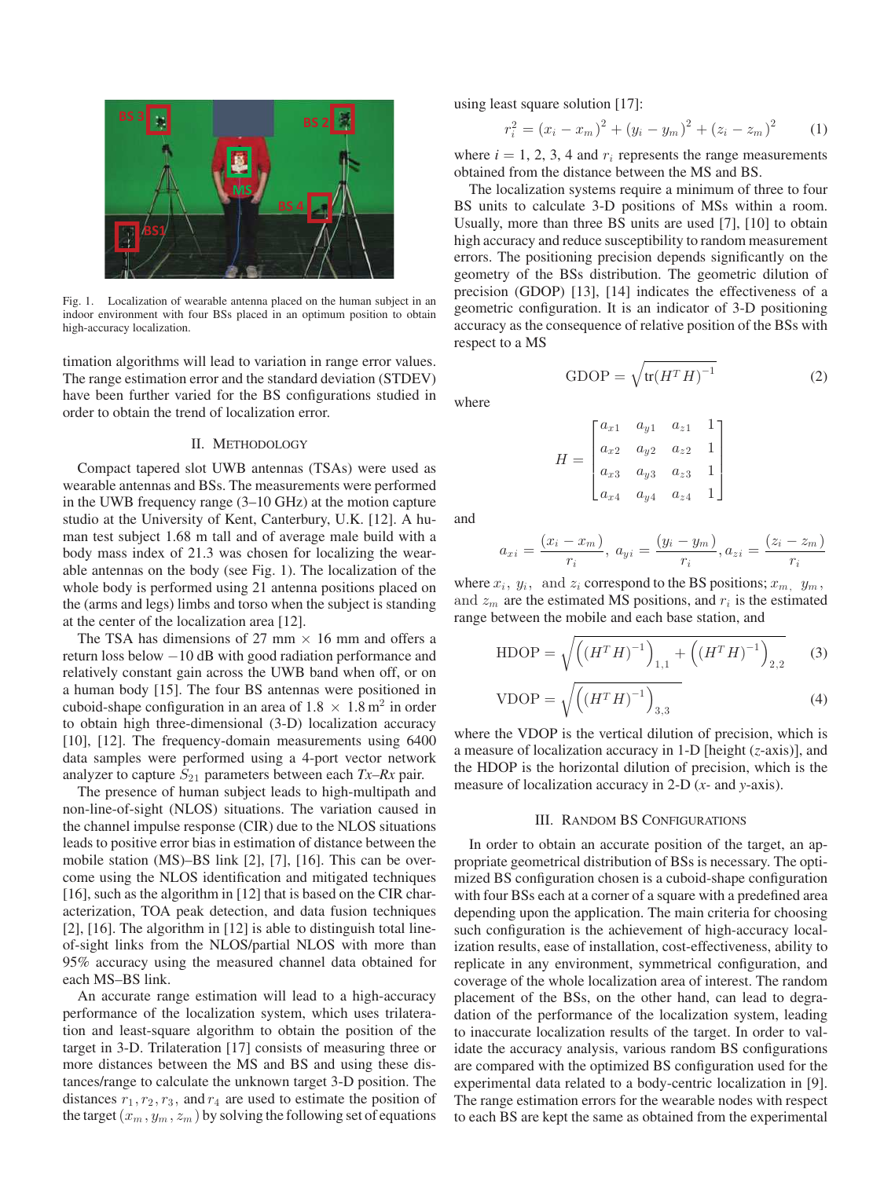Fig. 1. Localization of wearable antenna placed on the human subject in an indoor environment with four BSs placed in an optimum position to obtain high-accuracy localization.

timation algorithms will lead to variation in range error values. The range estimation error and the standard deviation (STDEV) have been further varied for the BS configurations studied in order to obtain the trend of localization error.

## II. Methodology

Compact tapered slot UWB antennas (TSAs) were used as wearable antennas and BSs. The measurements were performed in the UWB frequency range (3–10 GHz) at the motion capture studio at the University of Kent, Canterbury, U.K. [12]. A human test subject 1.68 m tall and of average male build with a body mass index of 21.3 was chosen for localizing the wearable antennas on the body (see Fig. 1). The localization of the whole body is performed using 21 antenna positions placed on the (arms and legs) limbs and torso when the subject is standing at the center of the localization area [12].

The TSA has dimensions of 27 mm × 16 mm and offers a return loss below −10 dB with good radiation performance and relatively constant gain across the UWB band when off, or on a human body [15]. The four BS antennas were positioned in cuboid-shape configuration in an area of 1.8 × 1.8 $\text{m}^2$ in order to obtain high three-dimensional (3-D) localization accuracy [10], [12]. The frequency-domain measurements using 6400 data samples were performed using a 4-port vector network analyzer to capture $S_{21}$ parameters between each *Tx*–*Rx* pair.

The presence of human subject leads to high-multipath and non-line-of-sight (NLOS) situations. The variation caused in the channel impulse response (CIR) due to the NLOS situations leads to positive error bias in estimation of distance between the mobile station (MS)–BS link [2], [7], [16]. This can be overcome using the NLOS identification and mitigated techniques [16], such as the algorithm in [12] that is based on the CIR characterization, TOA peak detection, and data fusion techniques [2], [16]. The algorithm in [12] is able to distinguish total line-of-sight links from the NLOS/partial NLOS with more than 95% accuracy using the measured channel data obtained for each MS–BS link.

An accurate range estimation will lead to a high-accuracy performance of the localization system, which uses trilateration and least-square algorithm to obtain the position of the target in 3-D. Trilateration [17] consists of measuring three or more distances between the MS and BS and using these distances/range to calculate the unknown target 3-D position. The distances $r_1, r_2, r_3$, and $r_4$ are used to estimate the position of the target $(x_m, y_m, z_m)$ by solving the following set of equations using least square solution [17]:

$$r_i^2 = (x_i - x_m)^2 + (y_i - y_m)^2 + (z_i - z_m)^2 \qquad (1)$$

where $i = 1, 2, 3, 4$ and $r_i$ represents the range measurements obtained from the distance between the MS and BS.

The localization systems require a minimum of three to four BS units to calculate 3-D positions of MSs within a room. Usually, more than three BS units are used [7], [10] to obtain high accuracy and reduce susceptibility to random measurement errors. The positioning precision depends significantly on the geometry of the BSs distribution. The geometric dilution of precision (GDOP) [13], [14] indicates the effectiveness of a geometric configuration. It is an indicator of 3-D positioning accuracy as the consequence of relative position of the BSs with respect to a MS

$$\text{GDOP} = \sqrt{\text{tr}(H^T H)^{-1}} \qquad (2)$$

where

$$H = \begin{bmatrix} a_{x1} & a_{y1} & a_{z1} & 1 \\ a_{x2} & a_{y2} & a_{z2} & 1 \\ a_{x3} & a_{y3} & a_{z3} & 1 \\ a_{x4} & a_{y4} & a_{z4} & 1 \end{bmatrix}$$

and

$$a_{xi} = \frac{(x_i - x_m)}{r_i}, \; a_{yi} = \frac{(y_i - y_m)}{r_i}, a_{zi} = \frac{(z_i - z_m)}{r_i}$$

where $x_i$, $y_i$, and $z_i$ correspond to the BS positions; $x_m$, $y_m$, and $z_m$ are the estimated MS positions, and $r_i$ is the estimated range between the mobile and each base station, and

$$\text{HDOP} = \sqrt{\left((H^T H)^{-1}\right)_{1,1} + \left((H^T H)^{-1}\right)_{2,2}} \qquad (3)$$

$$\text{VDOP} = \sqrt{\left((H^T H)^{-1}\right)_{3,3}} \qquad (4)$$

where the VDOP is the vertical dilution of precision, which is a measure of localization accuracy in 1-D [height ($z$-axis)], and the HDOP is the horizontal dilution of precision, which is the measure of localization accuracy in 2-D ($x$- and $y$-axis).

## III. Random BS Configurations

In order to obtain an accurate position of the target, an appropriate geometrical distribution of BSs is necessary. The optimized BS configuration chosen is a cuboid-shape configuration with four BSs each at a corner of a square with a predefined area depending upon the application. The main criteria for choosing such configuration is the achievement of high-accuracy localization results, ease of installation, cost-effectiveness, ability to replicate in any environment, symmetrical configuration, and coverage of the whole localization area of interest. The random placement of the BSs, on the other hand, can lead to degradation of the performance of the localization system, leading to inaccurate localization results of the target. In order to validate the accuracy analysis, various random BS configurations are compared with the optimized BS configuration used for the experimental data related to a body-centric localization in [9]. The range estimation errors for the wearable nodes with respect to each BS are kept the same as obtained from the experimental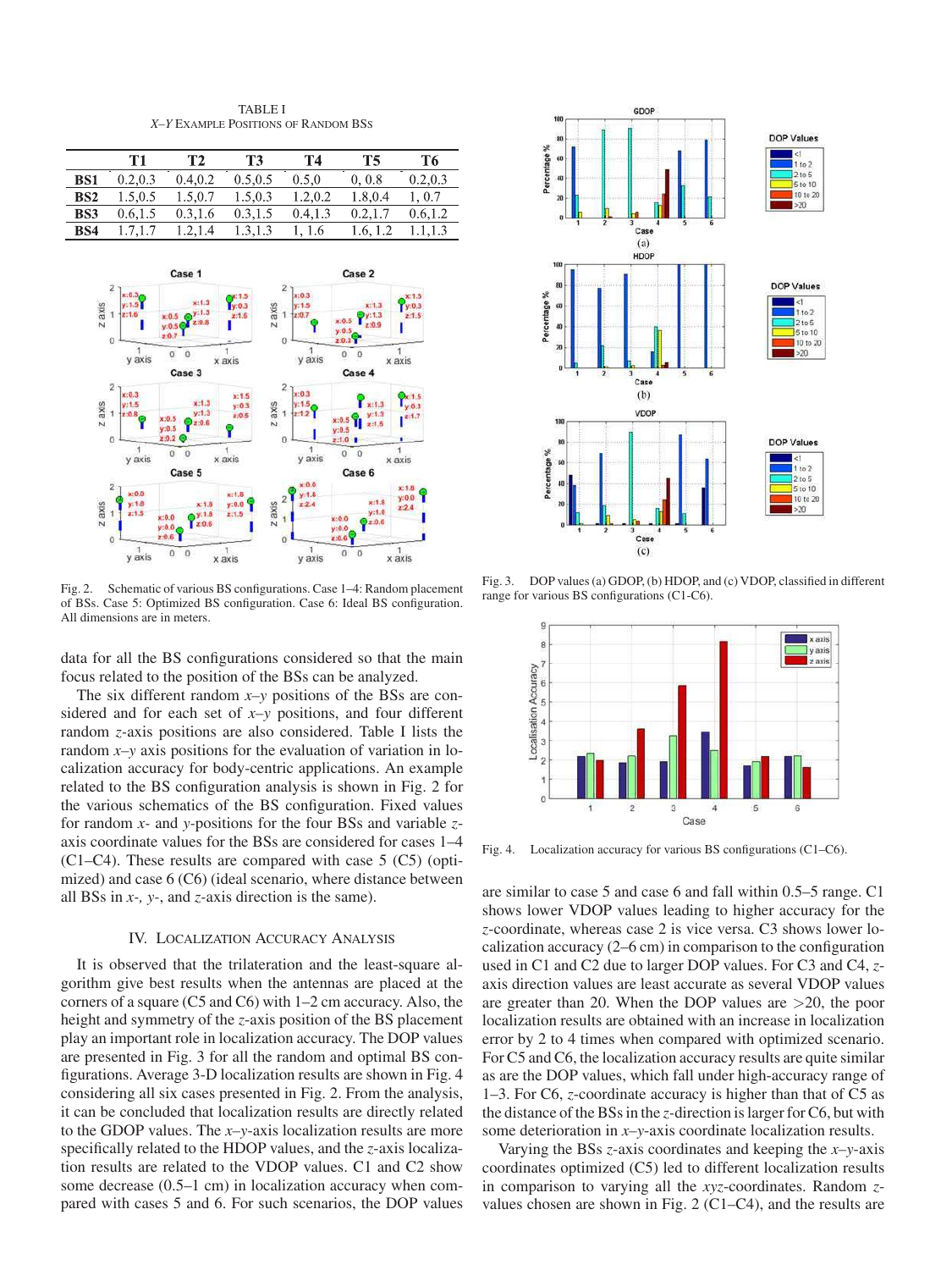TABLE I
*X–Y* EXAMPLE POSITIONS OF RANDOM BSS

| | T1 | T2 | T3 | T4 | T5 | T6 |
|---|---|---|---|---|---|---|
| **BS1** | 0.2,0.3 | 0.4,0.2 | 0.5,0.5 | 0.5,0 | 0, 0.8 | 0.2,0.3 |
| **BS2** | 1.5,0.5 | 1.5,0.7 | 1.5,0.3 | 1.2,0.2 | 1.8,0.4 | 1, 0.7 |
| **BS3** | 0.6,1.5 | 0.3,1.6 | 0.3,1.5 | 0.4,1.3 | 0.2,1.7 | 0.6,1.2 |
| **BS4** | 1.7,1.7 | 1.2,1.4 | 1.3,1.3 | 1, 1.6 | 1.6, 1.2 | 1.1,1.3 |

Fig. 2. Schematic of various BS configurations. Case 1–4: Random placement of BSs. Case 5: Optimized BS configuration. Case 6: Ideal BS configuration. All dimensions are in meters.

data for all the BS configurations considered so that the main focus related to the position of the BSs can be analyzed.

The six different random *x*–*y* positions of the BSs are considered and for each set of *x*–*y* positions, and four different random *z*-axis positions are also considered. Table I lists the random *x*–*y* axis positions for the evaluation of variation in localization accuracy for body-centric applications. An example related to the BS configuration analysis is shown in Fig. 2 for the various schematics of the BS configuration. Fixed values for random *x*- and *y*-positions for the four BSs and variable *z*-axis coordinate values for the BSs are considered for cases 1–4 (C1–C4). These results are compared with case 5 (C5) (optimized) and case 6 (C6) (ideal scenario, where distance between all BSs in *x*-, *y*-, and *z*-axis direction is the same).

## IV. Localization Accuracy Analysis

It is observed that the trilateration and the least-square algorithm give best results when the antennas are placed at the corners of a square (C5 and C6) with 1–2 cm accuracy. Also, the height and symmetry of the *z*-axis position of the BS placement play an important role in localization accuracy. The DOP values are presented in Fig. 3 for all the random and optimal BS configurations. Average 3-D localization results are shown in Fig. 4 considering all six cases presented in Fig. 2. From the analysis, it can be concluded that localization results are directly related to the GDOP values. The *x*–*y*-axis localization results are more specifically related to the HDOP values, and the *z*-axis localization results are related to the VDOP values. C1 and C2 show some decrease (0.5–1 cm) in localization accuracy when compared with cases 5 and 6. For such scenarios, the DOP values

Fig. 3. DOP values (a) GDOP, (b) HDOP, and (c) VDOP, classified in different range for various BS configurations (C1-C6).

Fig. 4. Localization accuracy for various BS configurations (C1–C6).

are similar to case 5 and case 6 and fall within 0.5–5 range. C1 shows lower VDOP values leading to higher accuracy for the *z*-coordinate, whereas case 2 is vice versa. C3 shows lower localization accuracy (2–6 cm) in comparison to the configuration used in C1 and C2 due to larger DOP values. For C3 and C4, *z*-axis direction values are least accurate as several VDOP values are greater than 20. When the DOP values are >20, the poor localization results are obtained with an increase in localization error by 2 to 4 times when compared with optimized scenario. For C5 and C6, the localization accuracy results are quite similar as are the DOP values, which fall under high-accuracy range of 1–3. For C6, *z*-coordinate accuracy is higher than that of C5 as the distance of the BSs in the *z*-direction is larger for C6, but with some deterioration in *x*–*y*-axis coordinate localization results.

Varying the BSs *z*-axis coordinates and keeping the *x*–*y*-axis coordinates optimized (C5) led to different localization results in comparison to varying all the *xyz*-coordinates. Random *z*-values chosen are shown in Fig. 2 (C1–C4), and the results are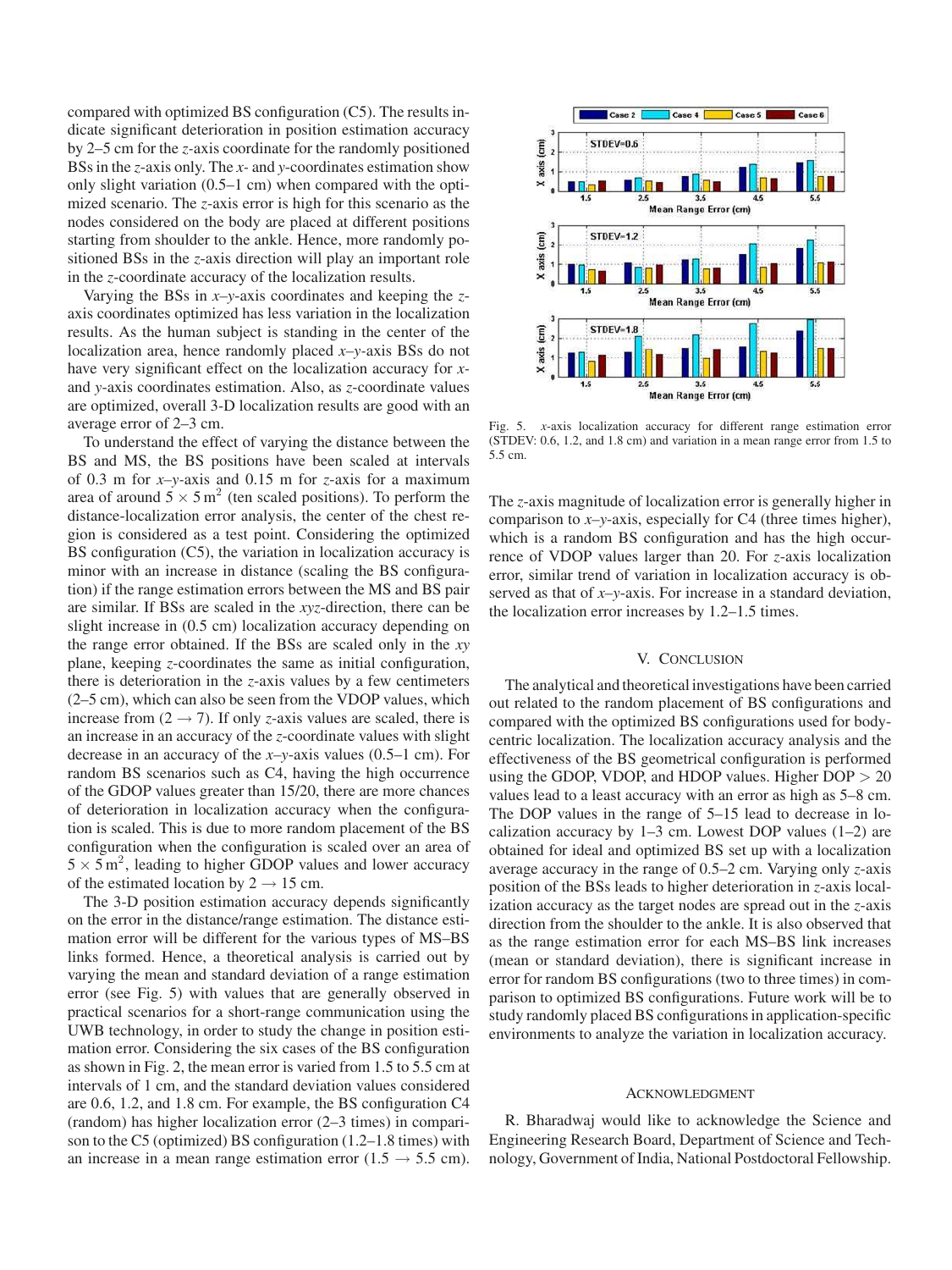compared with optimized BS configuration (C5). The results indicate significant deterioration in position estimation accuracy by 2–5 cm for the *z*-axis coordinate for the randomly positioned BSs in the *z*-axis only. The *x*- and *y*-coordinates estimation show only slight variation (0.5–1 cm) when compared with the optimized scenario. The *z*-axis error is high for this scenario as the nodes considered on the body are placed at different positions starting from shoulder to the ankle. Hence, more randomly positioned BSs in the *z*-axis direction will play an important role in the *z*-coordinate accuracy of the localization results.

Varying the BSs in *x*–*y*-axis coordinates and keeping the *z*-axis coordinates optimized has less variation in the localization results. As the human subject is standing in the center of the localization area, hence randomly placed *x*–*y*-axis BSs do not have very significant effect on the localization accuracy for *x*- and *y*-axis coordinates estimation. Also, as *z*-coordinate values are optimized, overall 3-D localization results are good with an average error of 2–3 cm.

To understand the effect of varying the distance between the BS and MS, the BS positions have been scaled at intervals of 0.3 m for *x*–*y*-axis and 0.15 m for *z*-axis for a maximum area of around $5 \times 5\,\text{m}^2$ (ten scaled positions). To perform the distance-localization error analysis, the center of the chest region is considered as a test point. Considering the optimized BS configuration (C5), the variation in localization accuracy is minor with an increase in distance (scaling the BS configuration) if the range estimation errors between the MS and BS pair are similar. If BSs are scaled in the *xyz*-direction, there can be slight increase in (0.5 cm) localization accuracy depending on the range error obtained. If the BSs are scaled only in the *xy* plane, keeping *z*-coordinates the same as initial configuration, there is deterioration in the *z*-axis values by a few centimeters (2–5 cm), which can also be seen from the VDOP values, which increase from ($2 \rightarrow 7$). If only *z*-axis values are scaled, there is an increase in an accuracy of the *z*-coordinate values with slight decrease in an accuracy of the *x*–*y*-axis values (0.5–1 cm). For random BS scenarios such as C4, having the high occurrence of the GDOP values greater than 15/20, there are more chances of deterioration in localization accuracy when the configuration is scaled. This is due to more random placement of the BS configuration when the configuration is scaled over an area of $5 \times 5\,\text{m}^2$, leading to higher GDOP values and lower accuracy of the estimated location by $2 \rightarrow 15$ cm.

The 3-D position estimation accuracy depends significantly on the error in the distance/range estimation. The distance estimation error will be different for the various types of MS–BS links formed. Hence, a theoretical analysis is carried out by varying the mean and standard deviation of a range estimation error (see Fig. 5) with values that are generally observed in practical scenarios for a short-range communication using the UWB technology, in order to study the change in position estimation error. Considering the six cases of the BS configuration as shown in Fig. 2, the mean error is varied from 1.5 to 5.5 cm at intervals of 1 cm, and the standard deviation values considered are 0.6, 1.2, and 1.8 cm. For example, the BS configuration C4 (random) has higher localization error (2–3 times) in comparison to the C5 (optimized) BS configuration (1.2–1.8 times) with an increase in a mean range estimation error ($1.5 \rightarrow 5.5$ cm).

Fig. 5. *x*-axis localization accuracy for different range estimation error (STDEV: 0.6, 1.2, and 1.8 cm) and variation in a mean range error from 1.5 to 5.5 cm.

The *z*-axis magnitude of localization error is generally higher in comparison to *x*–*y*-axis, especially for C4 (three times higher), which is a random BS configuration and has the high occurrence of VDOP values larger than 20. For *z*-axis localization error, similar trend of variation in localization accuracy is observed as that of *x*–*y*-axis. For increase in a standard deviation, the localization error increases by 1.2–1.5 times.

## V. Conclusion

The analytical and theoretical investigations have been carried out related to the random placement of BS configurations and compared with the optimized BS configurations used for body-centric localization. The localization accuracy analysis and the effectiveness of the BS geometrical configuration is performed using the GDOP, VDOP, and HDOP values. Higher DOP > 20 values lead to a least accuracy with an error as high as 5–8 cm. The DOP values in the range of 5–15 lead to decrease in localization accuracy by 1–3 cm. Lowest DOP values (1–2) are obtained for ideal and optimized BS set up with a localization average accuracy in the range of 0.5–2 cm. Varying only *z*-axis position of the BSs leads to higher deterioration in *z*-axis localization accuracy as the target nodes are spread out in the *z*-axis direction from the shoulder to the ankle. It is also observed that as the range estimation error for each MS–BS link increases (mean or standard deviation), there is significant increase in error for random BS configurations (two to three times) in comparison to optimized BS configurations. Future work will be to study randomly placed BS configurations in application-specific environments to analyze the variation in localization accuracy.

## Acknowledgment

R. Bharadwaj would like to acknowledge the Science and Engineering Research Board, Department of Science and Technology, Government of India, National Postdoctoral Fellowship.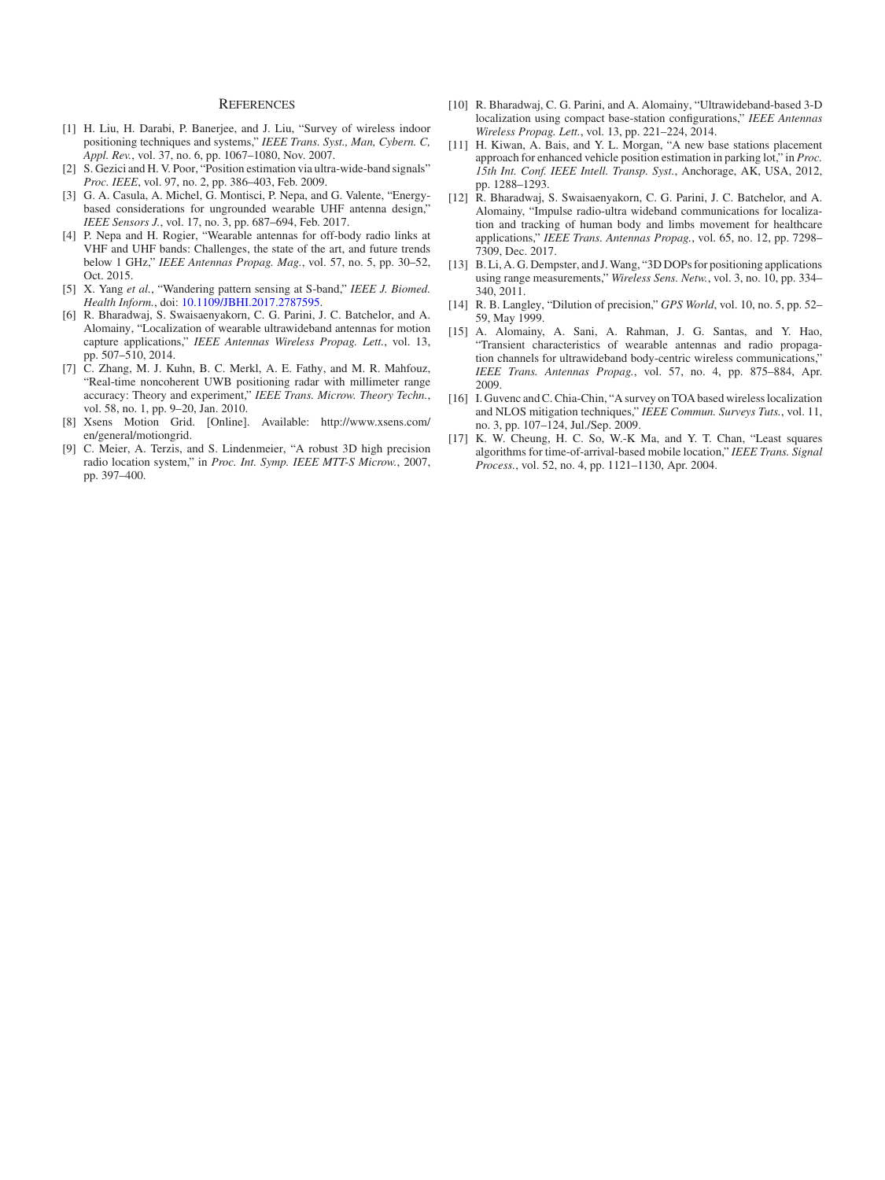## References

[1] H. Liu, H. Darabi, P. Banerjee, and J. Liu, "Survey of wireless indoor positioning techniques and systems," *IEEE Trans. Syst., Man, Cybern. C, Appl. Rev.*, vol. 37, no. 6, pp. 1067–1080, Nov. 2007.

[2] S. Gezici and H. V. Poor, "Position estimation via ultra-wide-band signals" *Proc. IEEE*, vol. 97, no. 2, pp. 386–403, Feb. 2009.

[3] G. A. Casula, A. Michel, G. Montisci, P. Nepa, and G. Valente, "Energy-based considerations for ungrounded wearable UHF antenna design," *IEEE Sensors J.*, vol. 17, no. 3, pp. 687–694, Feb. 2017.

[4] P. Nepa and H. Rogier, "Wearable antennas for off-body radio links at VHF and UHF bands: Challenges, the state of the art, and future trends below 1 GHz," *IEEE Antennas Propag. Mag.*, vol. 57, no. 5, pp. 30–52, Oct. 2015.

[5] X. Yang *et al.*, "Wandering pattern sensing at S-band," *IEEE J. Biomed. Health Inform.*, doi: 10.1109/JBHI.2017.2787595.

[6] R. Bharadwaj, S. Swaisaenyakorn, C. G. Parini, J. C. Batchelor, and A. Alomainy, "Localization of wearable ultrawideband antennas for motion capture applications," *IEEE Antennas Wireless Propag. Lett.*, vol. 13, pp. 507–510, 2014.

[7] C. Zhang, M. J. Kuhn, B. C. Merkl, A. E. Fathy, and M. R. Mahfouz, "Real-time noncoherent UWB positioning radar with millimeter range accuracy: Theory and experiment," *IEEE Trans. Microw. Theory Techn.*, vol. 58, no. 1, pp. 9–20, Jan. 2010.

[8] Xsens Motion Grid. [Online]. Available: http://www.xsens.com/en/general/motiongrid.

[9] C. Meier, A. Terzis, and S. Lindenmeier, "A robust 3D high precision radio location system," in *Proc. Int. Symp. IEEE MTT-S Microw.*, 2007, pp. 397–400.

[10] R. Bharadwaj, C. G. Parini, and A. Alomainy, "Ultrawideband-based 3-D localization using compact base-station configurations," *IEEE Antennas Wireless Propag. Lett.*, vol. 13, pp. 221–224, 2014.

[11] H. Kiwan, A. Bais, and Y. L. Morgan, "A new base stations placement approach for enhanced vehicle position estimation in parking lot," in *Proc. 15th Int. Conf. IEEE Intell. Transp. Syst.*, Anchorage, AK, USA, 2012, pp. 1288–1293.

[12] R. Bharadwaj, S. Swaisaenyakorn, C. G. Parini, J. C. Batchelor, and A. Alomainy, "Impulse radio-ultra wideband communications for localization and tracking of human body and limbs movement for healthcare applications," *IEEE Trans. Antennas Propag.*, vol. 65, no. 12, pp. 7298–7309, Dec. 2017.

[13] B. Li, A. G. Dempster, and J. Wang, "3D DOPs for positioning applications using range measurements," *Wireless Sens. Netw.*, vol. 3, no. 10, pp. 334–340, 2011.

[14] R. B. Langley, "Dilution of precision," *GPS World*, vol. 10, no. 5, pp. 52–59, May 1999.

[15] A. Alomainy, A. Sani, A. Rahman, J. G. Santas, and Y. Hao, "Transient characteristics of wearable antennas and radio propagation channels for ultrawideband body-centric wireless communications," *IEEE Trans. Antennas Propag.*, vol. 57, no. 4, pp. 875–884, Apr. 2009.

[16] I. Guvenc and C. Chia-Chin, "A survey on TOA based wireless localization and NLOS mitigation techniques," *IEEE Commun. Surveys Tuts.*, vol. 11, no. 3, pp. 107–124, Jul./Sep. 2009.

[17] K. W. Cheung, H. C. So, W.-K Ma, and Y. T. Chan, "Least squares algorithms for time-of-arrival-based mobile location," *IEEE Trans. Signal Process.*, vol. 52, no. 4, pp. 1121–1130, Apr. 2004.